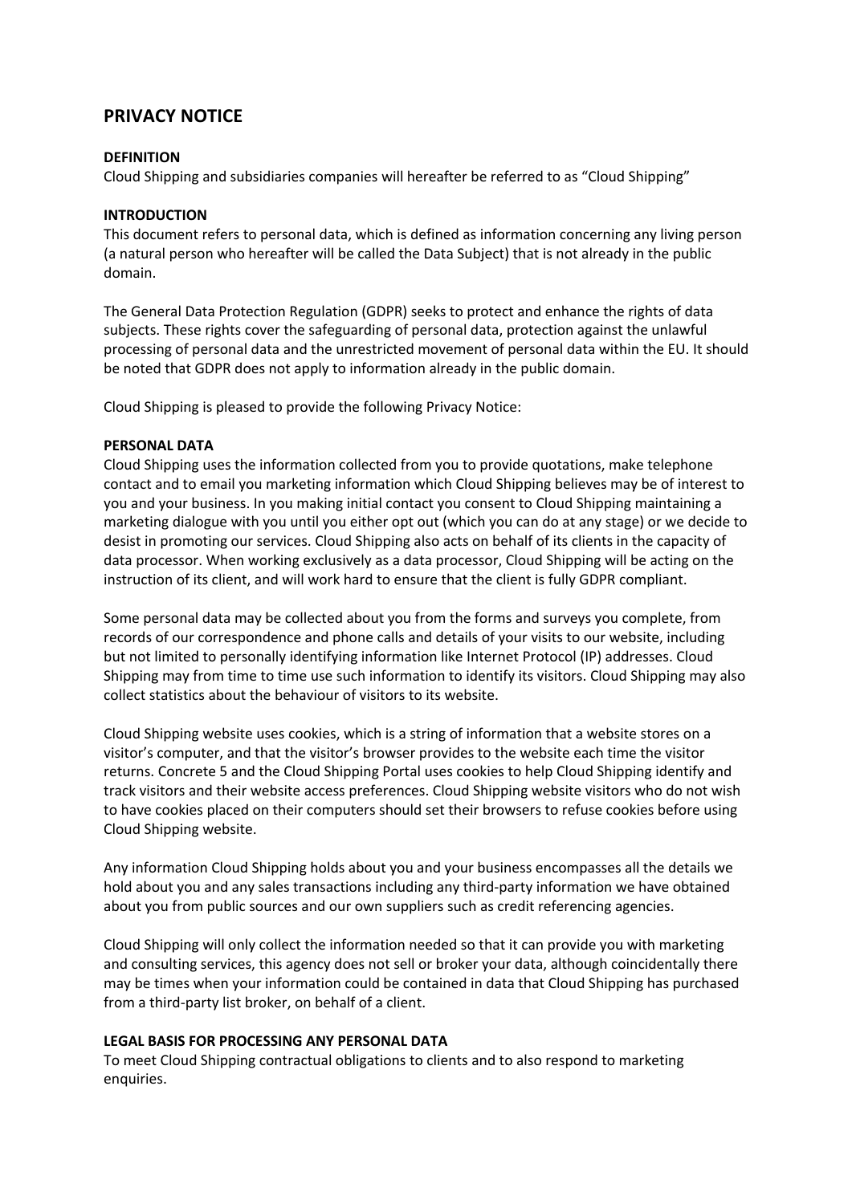# PRIVACY NOTICE

**DEFINITION**
Cloud Shipping and subsidiaries companies will hereafter be referred to as "Cloud Shipping"

**INTRODUCTION**
This document refers to personal data, which is defined as information concerning any living person (a natural person who hereafter will be called the Data Subject) that is not already in the public domain.

The General Data Protection Regulation (GDPR) seeks to protect and enhance the rights of data subjects. These rights cover the safeguarding of personal data, protection against the unlawful processing of personal data and the unrestricted movement of personal data within the EU. It should be noted that GDPR does not apply to information already in the public domain.

Cloud Shipping is pleased to provide the following Privacy Notice:

**PERSONAL DATA**
Cloud Shipping uses the information collected from you to provide quotations, make telephone contact and to email you marketing information which Cloud Shipping believes may be of interest to you and your business. In you making initial contact you consent to Cloud Shipping maintaining a marketing dialogue with you until you either opt out (which you can do at any stage) or we decide to desist in promoting our services. Cloud Shipping also acts on behalf of its clients in the capacity of data processor. When working exclusively as a data processor, Cloud Shipping will be acting on the instruction of its client, and will work hard to ensure that the client is fully GDPR compliant.

Some personal data may be collected about you from the forms and surveys you complete, from records of our correspondence and phone calls and details of your visits to our website, including but not limited to personally identifying information like Internet Protocol (IP) addresses. Cloud Shipping may from time to time use such information to identify its visitors. Cloud Shipping may also collect statistics about the behaviour of visitors to its website.

Cloud Shipping website uses cookies, which is a string of information that a website stores on a visitor's computer, and that the visitor's browser provides to the website each time the visitor returns. Concrete 5 and the Cloud Shipping Portal uses cookies to help Cloud Shipping identify and track visitors and their website access preferences. Cloud Shipping website visitors who do not wish to have cookies placed on their computers should set their browsers to refuse cookies before using Cloud Shipping website.

Any information Cloud Shipping holds about you and your business encompasses all the details we hold about you and any sales transactions including any third-party information we have obtained about you from public sources and our own suppliers such as credit referencing agencies.

Cloud Shipping will only collect the information needed so that it can provide you with marketing and consulting services, this agency does not sell or broker your data, although coincidentally there may be times when your information could be contained in data that Cloud Shipping has purchased from a third-party list broker, on behalf of a client.

**LEGAL BASIS FOR PROCESSING ANY PERSONAL DATA**
To meet Cloud Shipping contractual obligations to clients and to also respond to marketing enquiries.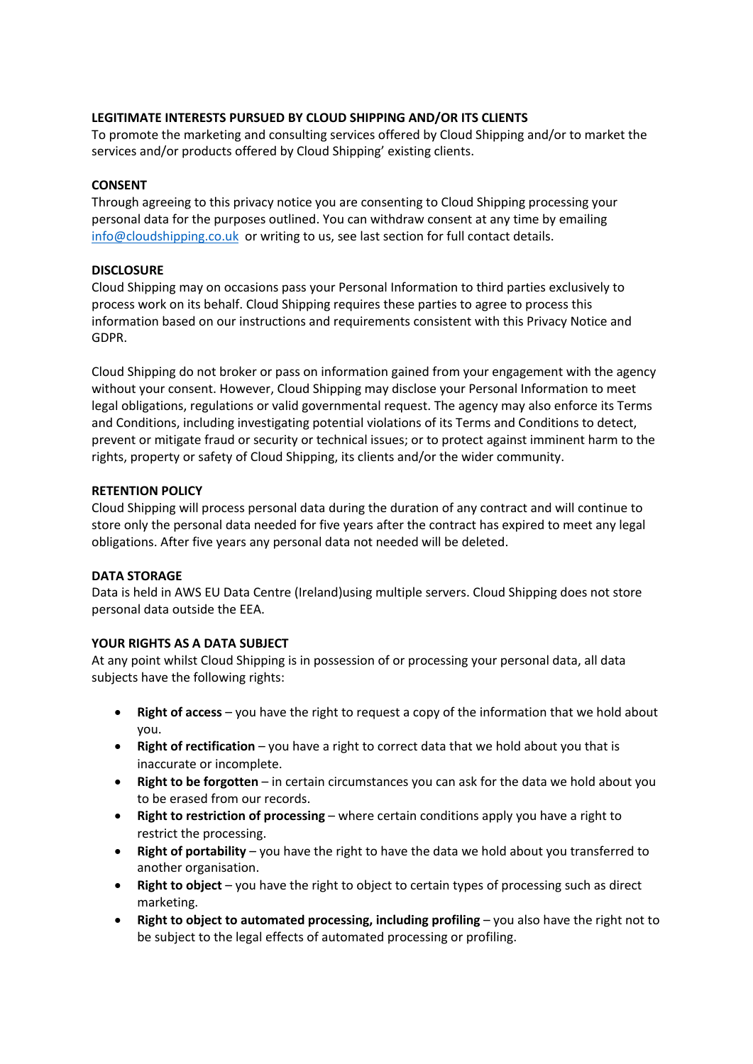**LEGITIMATE INTERESTS PURSUED BY CLOUD SHIPPING AND/OR ITS CLIENTS**

To promote the marketing and consulting services offered by Cloud Shipping and/or to market the services and/or products offered by Cloud Shipping' existing clients.

**CONSENT**

Through agreeing to this privacy notice you are consenting to Cloud Shipping processing your personal data for the purposes outlined. You can withdraw consent at any time by emailing info@cloudshipping.co.uk or writing to us, see last section for full contact details.

**DISCLOSURE**

Cloud Shipping may on occasions pass your Personal Information to third parties exclusively to process work on its behalf. Cloud Shipping requires these parties to agree to process this information based on our instructions and requirements consistent with this Privacy Notice and GDPR.

Cloud Shipping do not broker or pass on information gained from your engagement with the agency without your consent. However, Cloud Shipping may disclose your Personal Information to meet legal obligations, regulations or valid governmental request. The agency may also enforce its Terms and Conditions, including investigating potential violations of its Terms and Conditions to detect, prevent or mitigate fraud or security or technical issues; or to protect against imminent harm to the rights, property or safety of Cloud Shipping, its clients and/or the wider community.

**RETENTION POLICY**

Cloud Shipping will process personal data during the duration of any contract and will continue to store only the personal data needed for five years after the contract has expired to meet any legal obligations. After five years any personal data not needed will be deleted.

**DATA STORAGE**

Data is held in AWS EU Data Centre (Ireland)using multiple servers. Cloud Shipping does not store personal data outside the EEA.

**YOUR RIGHTS AS A DATA SUBJECT**

At any point whilst Cloud Shipping is in possession of or processing your personal data, all data subjects have the following rights:

- **Right of access** – you have the right to request a copy of the information that we hold about you.
- **Right of rectification** – you have a right to correct data that we hold about you that is inaccurate or incomplete.
- **Right to be forgotten** – in certain circumstances you can ask for the data we hold about you to be erased from our records.
- **Right to restriction of processing** – where certain conditions apply you have a right to restrict the processing.
- **Right of portability** – you have the right to have the data we hold about you transferred to another organisation.
- **Right to object** – you have the right to object to certain types of processing such as direct marketing.
- **Right to object to automated processing, including profiling** – you also have the right not to be subject to the legal effects of automated processing or profiling.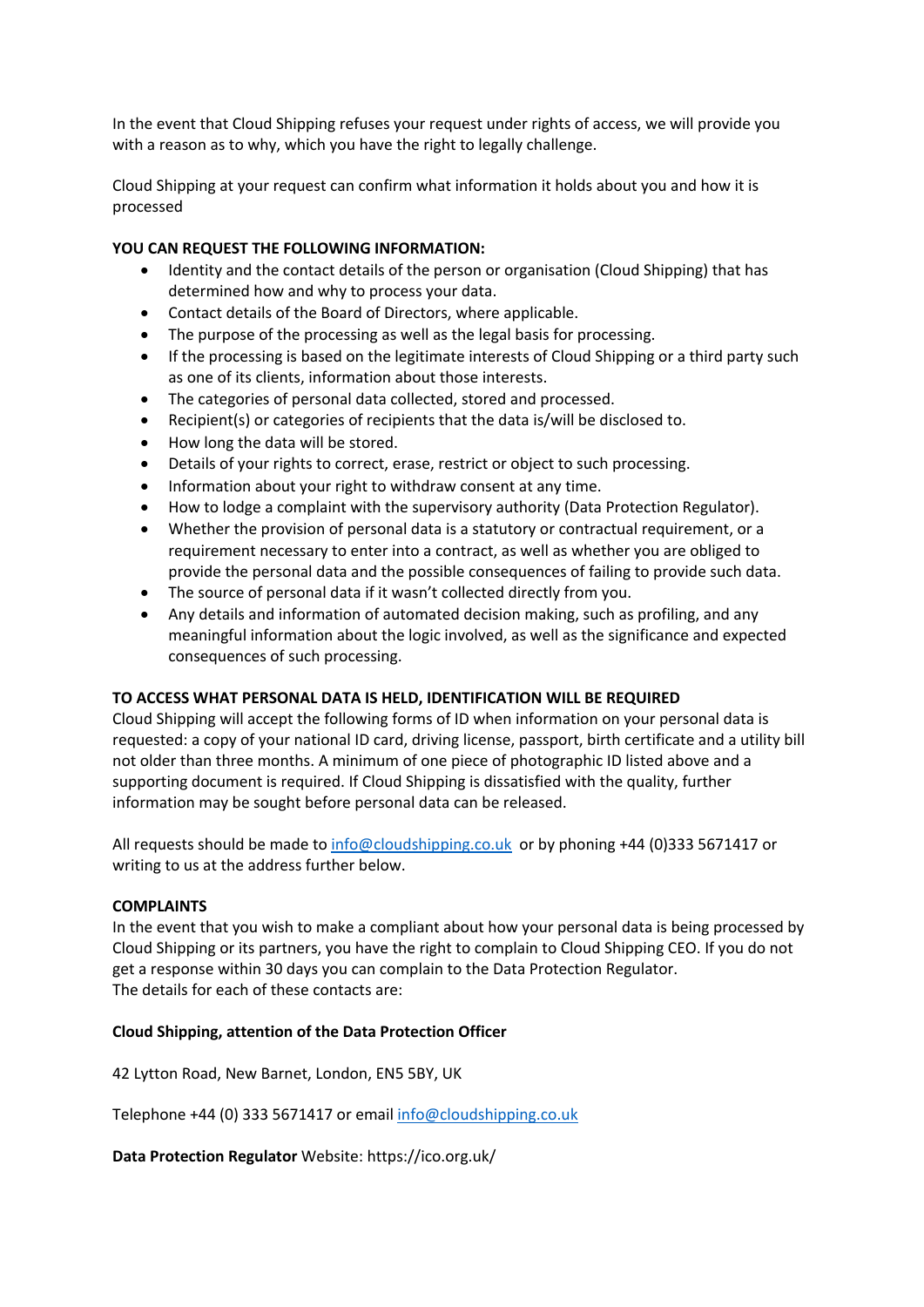In the event that Cloud Shipping refuses your request under rights of access, we will provide you with a reason as to why, which you have the right to legally challenge.

Cloud Shipping at your request can confirm what information it holds about you and how it is processed

**YOU CAN REQUEST THE FOLLOWING INFORMATION:**

- Identity and the contact details of the person or organisation (Cloud Shipping) that has determined how and why to process your data.
- Contact details of the Board of Directors, where applicable.
- The purpose of the processing as well as the legal basis for processing.
- If the processing is based on the legitimate interests of Cloud Shipping or a third party such as one of its clients, information about those interests.
- The categories of personal data collected, stored and processed.
- Recipient(s) or categories of recipients that the data is/will be disclosed to.
- How long the data will be stored.
- Details of your rights to correct, erase, restrict or object to such processing.
- Information about your right to withdraw consent at any time.
- How to lodge a complaint with the supervisory authority (Data Protection Regulator).
- Whether the provision of personal data is a statutory or contractual requirement, or a requirement necessary to enter into a contract, as well as whether you are obliged to provide the personal data and the possible consequences of failing to provide such data.
- The source of personal data if it wasn't collected directly from you.
- Any details and information of automated decision making, such as profiling, and any meaningful information about the logic involved, as well as the significance and expected consequences of such processing.

**TO ACCESS WHAT PERSONAL DATA IS HELD, IDENTIFICATION WILL BE REQUIRED**

Cloud Shipping will accept the following forms of ID when information on your personal data is requested: a copy of your national ID card, driving license, passport, birth certificate and a utility bill not older than three months. A minimum of one piece of photographic ID listed above and a supporting document is required. If Cloud Shipping is dissatisfied with the quality, further information may be sought before personal data can be released.

All requests should be made to info@cloudshipping.co.uk or by phoning +44 (0)333 5671417 or writing to us at the address further below.

**COMPLAINTS**

In the event that you wish to make a compliant about how your personal data is being processed by Cloud Shipping or its partners, you have the right to complain to Cloud Shipping CEO. If you do not get a response within 30 days you can complain to the Data Protection Regulator.
The details for each of these contacts are:

**Cloud Shipping, attention of the Data Protection Officer**

42 Lytton Road, New Barnet, London, EN5 5BY, UK

Telephone +44 (0) 333 5671417 or email info@cloudshipping.co.uk

**Data Protection Regulator** Website: https://ico.org.uk/